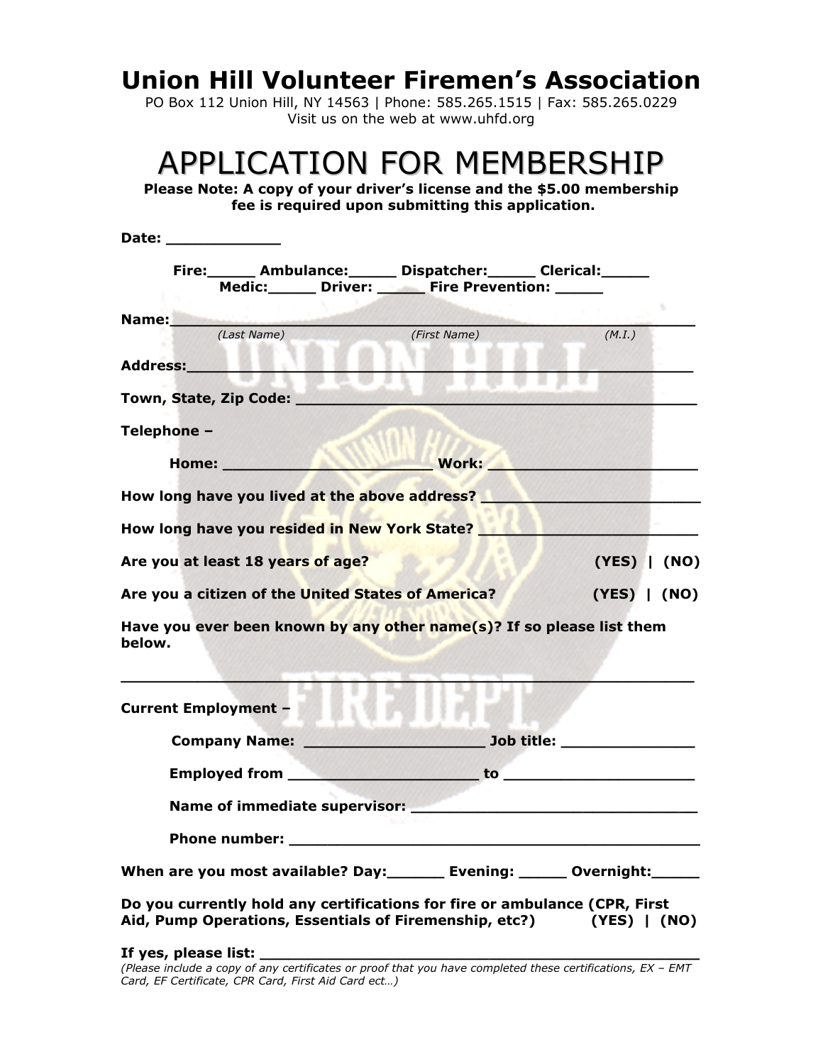# Union Hill Volunteer Firemen's Association

PO Box 112 Union Hill, NY 14563 | Phone: 585.265.1515 | Fax: 585.265.0229
Visit us on the web at www.uhfd.org

# APPLICATION FOR MEMBERSHIP

**Please Note: A copy of your driver's license and the $5.00 membership fee is required upon submitting this application.**

**Date: ____________**

**Fire:_____ Ambulance:_____ Dispatcher:_____ Clerical:_____**
**Medic:_____ Driver: _____ Fire Prevention: _____**

**Name:___________________________________________________**
*(Last Name)* *(First Name)* *(M.I.)*

**Address:_________________________________________________**

**Town, State, Zip Code: ____________________________________**

**Telephone –**

**Home: ______________________ Work: _______________________**

**How long have you lived at the above address? _______________________**

**How long have you resided in New York State? _______________________**

**Are you at least 18 years of age?** **(YES) | (NO)**

**Are you a citizen of the United States of America?** **(YES) | (NO)**

**Have you ever been known by any other name(s)? If so please list them below.**

___________________________________________________________

**Current Employment –**

**Company Name: ___________________ Job title: ______________**

**Employed from ____________________ to ____________________**

**Name of immediate supervisor: ______________________________**

**Phone number: ____________________________________________**

**When are you most available? Day:______ Evening: _____ Overnight:_____**

**Do you currently hold any certifications for fire or ambulance (CPR, First Aid, Pump Operations, Essentials of Firemenship, etc?)** **(YES) | (NO)**

**If yes, please list: ______________________________________________**
*(Please include a copy of any certificates or proof that you have completed these certifications, EX – EMT Card, EF Certificate, CPR Card, First Aid Card ect…)*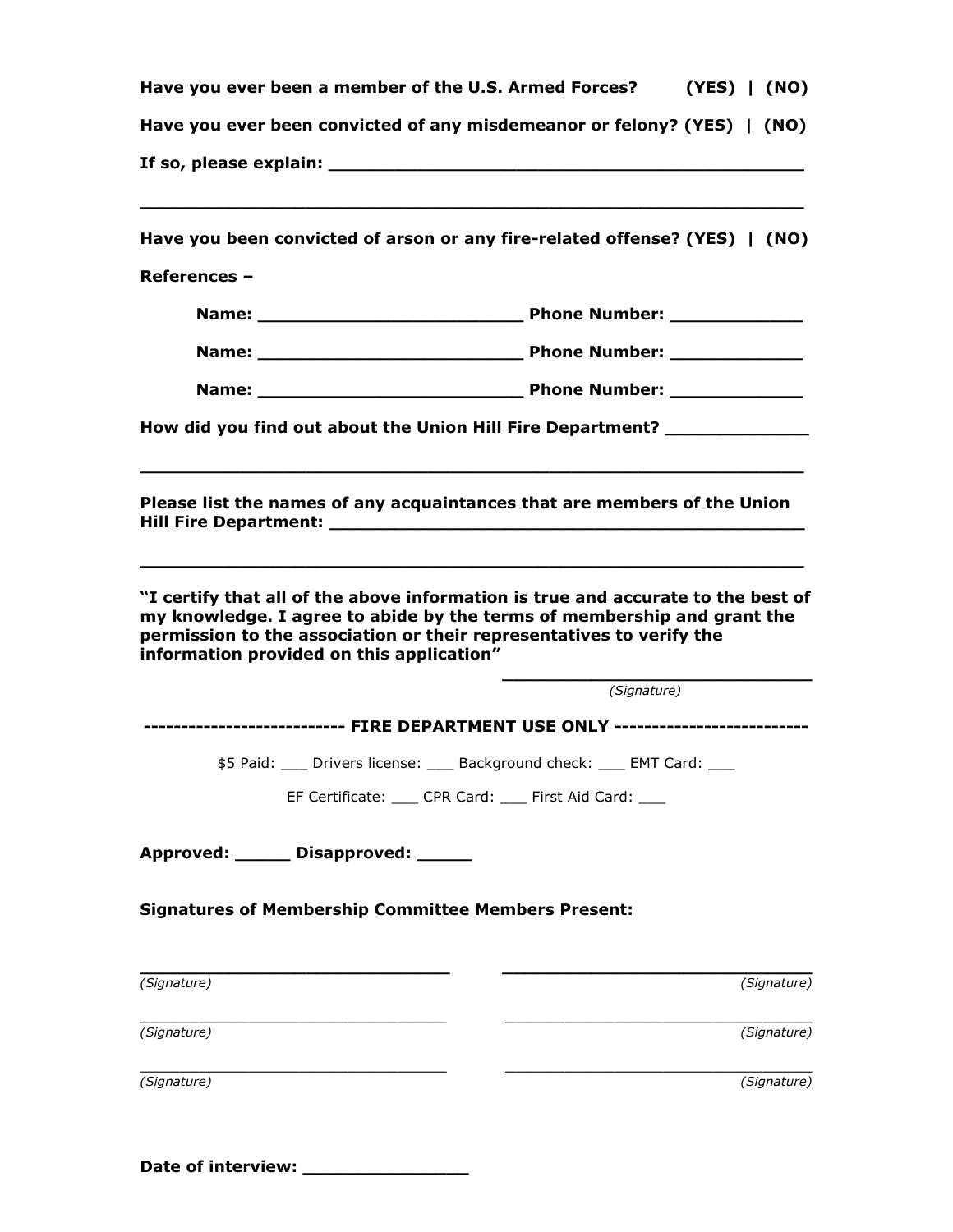**Have you ever been a member of the U.S. Armed Forces? (YES) | (NO)**

**Have you ever been convicted of any misdemeanor or felony? (YES) | (NO)**

**If so, please explain: _____________________________________________**

**_______________________________________________________________**

**Have you been convicted of arson or any fire-related offense? (YES) | (NO)**

**References –**

**Name: _________________________ Phone Number: _____________**

**Name: _________________________ Phone Number: _____________**

**Name: _________________________ Phone Number: _____________**

**How did you find out about the Union Hill Fire Department? _____________**

**_______________________________________________________________**

**Please list the names of any acquaintances that are members of the Union Hill Fire Department: _____________________________________________**

**_______________________________________________________________**

**"I certify that all of the above information is true and accurate to the best of my knowledge. I agree to abide by the terms of membership and grant the permission to the association or their representatives to verify the information provided on this application"**

_____________________________
*(Signature)*

**-------------------------- FIRE DEPARTMENT USE ONLY --------------------------**

$5 Paid: ___ Drivers license: ___ Background check: ___ EMT Card: ___

EF Certificate: ___ CPR Card: ___ First Aid Card: ___

**Approved: _____ Disapproved: _____**

**Signatures of Membership Committee Members Present:**

_____________________________ _____________________________
*(Signature)* *(Signature)*

_____________________________ _____________________________
*(Signature)* *(Signature)*

_____________________________ _____________________________
*(Signature)* *(Signature)*

**Date of interview: _______________**